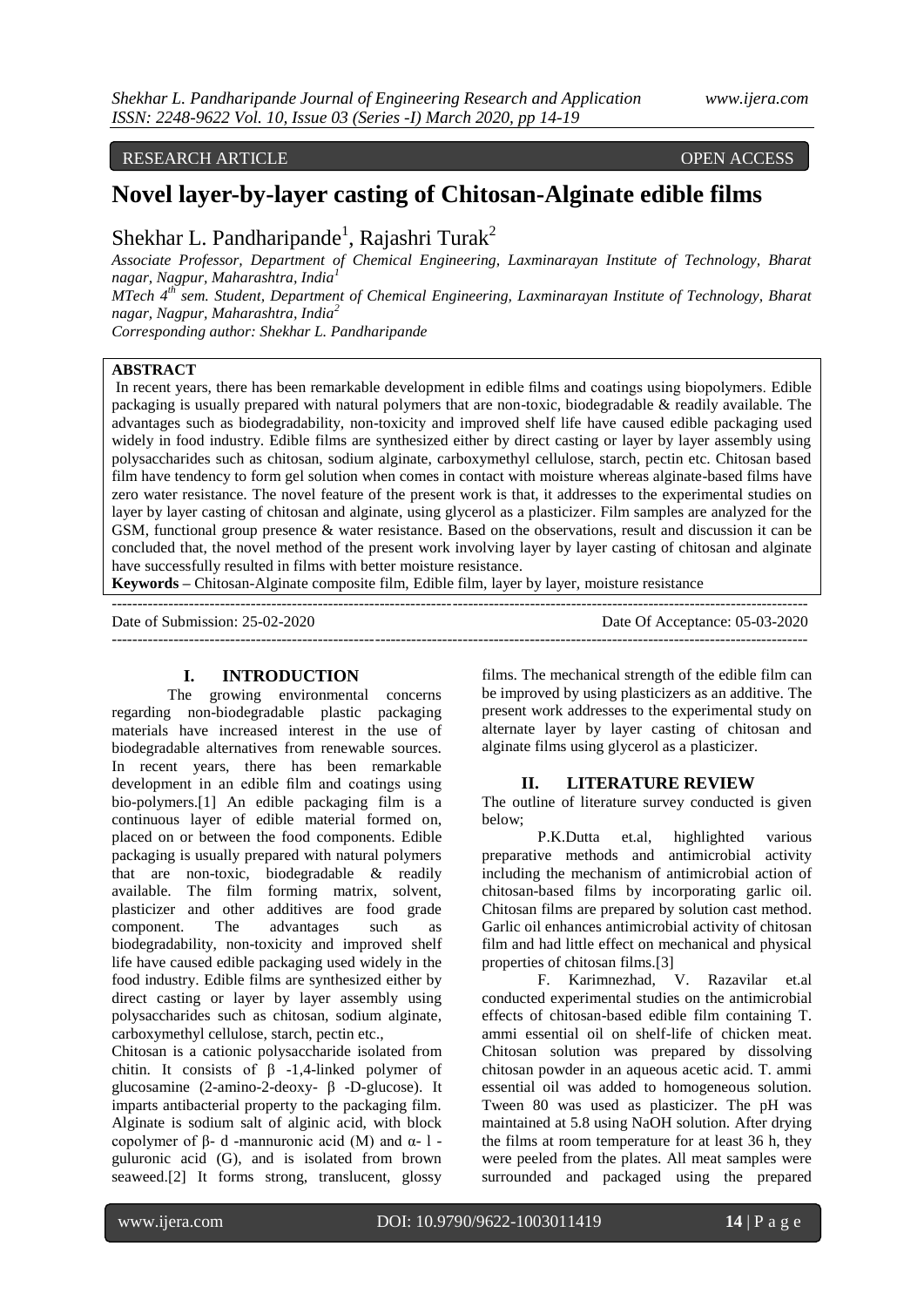RESEARCH ARTICLE OPEN ACCESS

# Novel layer-by-layer casting of Chitosan-Alginate edible films

Shekhar L. Pandharipande[1], Rajashri Turak[2]

*Associate Professor, Department of Chemical Engineering, Laxminarayan Institute of Technology, Bharat nagar, Nagpur, Maharashtra, India[1]*

*MTech 4th sem. Student, Department of Chemical Engineering, Laxminarayan Institute of Technology, Bharat nagar, Nagpur, Maharashtra, India[2]*

*Corresponding author: Shekhar L. Pandharipande*

## ABSTRACT

In recent years, there has been remarkable development in edible films and coatings using biopolymers. Edible packaging is usually prepared with natural polymers that are non-toxic, biodegradable & readily available. The advantages such as biodegradability, non-toxicity and improved shelf life have caused edible packaging used widely in food industry. Edible films are synthesized either by direct casting or layer by layer assembly using polysaccharides such as chitosan, sodium alginate, carboxymethyl cellulose, starch, pectin etc. Chitosan based film have tendency to form gel solution when comes in contact with moisture whereas alginate-based films have zero water resistance. The novel feature of the present work is that, it addresses to the experimental studies on layer by layer casting of chitosan and alginate, using glycerol as a plasticizer. Film samples are analyzed for the GSM, functional group presence & water resistance. Based on the observations, result and discussion it can be concluded that, the novel method of the present work involving layer by layer casting of chitosan and alginate have successfully resulted in films with better moisture resistance.

**Keywords –** Chitosan-Alginate composite film, Edible film, layer by layer, moisture resistance

Date of Submission: 25-02-2020 Date Of Acceptance: 05-03-2020

## I. INTRODUCTION

The growing environmental concerns regarding non-biodegradable plastic packaging materials have increased interest in the use of biodegradable alternatives from renewable sources. In recent years, there has been remarkable development in an edible film and coatings using bio-polymers.[1] An edible packaging film is a continuous layer of edible material formed on, placed on or between the food components. Edible packaging is usually prepared with natural polymers that are non-toxic, biodegradable & readily available. The film forming matrix, solvent, plasticizer and other additives are food grade component. The advantages such as biodegradability, non-toxicity and improved shelf life have caused edible packaging used widely in the food industry. Edible films are synthesized either by direct casting or layer by layer assembly using polysaccharides such as chitosan, sodium alginate, carboxymethyl cellulose, starch, pectin etc.,

Chitosan is a cationic polysaccharide isolated from chitin. It consists of β -1,4-linked polymer of glucosamine (2-amino-2-deoxy- β -D-glucose). It imparts antibacterial property to the packaging film. Alginate is sodium salt of alginic acid, with block copolymer of β- d -mannuronic acid (M) and α- l -guluronic acid (G), and is isolated from brown seaweed.[2] It forms strong, translucent, glossy films. The mechanical strength of the edible film can be improved by using plasticizers as an additive. The present work addresses to the experimental study on alternate layer by layer casting of chitosan and alginate films using glycerol as a plasticizer.

## II. LITERATURE REVIEW

The outline of literature survey conducted is given below;

P.K.Dutta et.al, highlighted various preparative methods and antimicrobial activity including the mechanism of antimicrobial action of chitosan-based films by incorporating garlic oil. Chitosan films are prepared by solution cast method. Garlic oil enhances antimicrobial activity of chitosan film and had little effect on mechanical and physical properties of chitosan films.[3]

F. Karimnezhad, V. Razavilar et.al conducted experimental studies on the antimicrobial effects of chitosan-based edible film containing T. ammi essential oil on shelf-life of chicken meat. Chitosan solution was prepared by dissolving chitosan powder in an aqueous acetic acid. T. ammi essential oil was added to homogeneous solution. Tween 80 was used as plasticizer. The pH was maintained at 5.8 using NaOH solution. After drying the films at room temperature for at least 36 h, they were peeled from the plates. All meat samples were surrounded and packaged using the prepared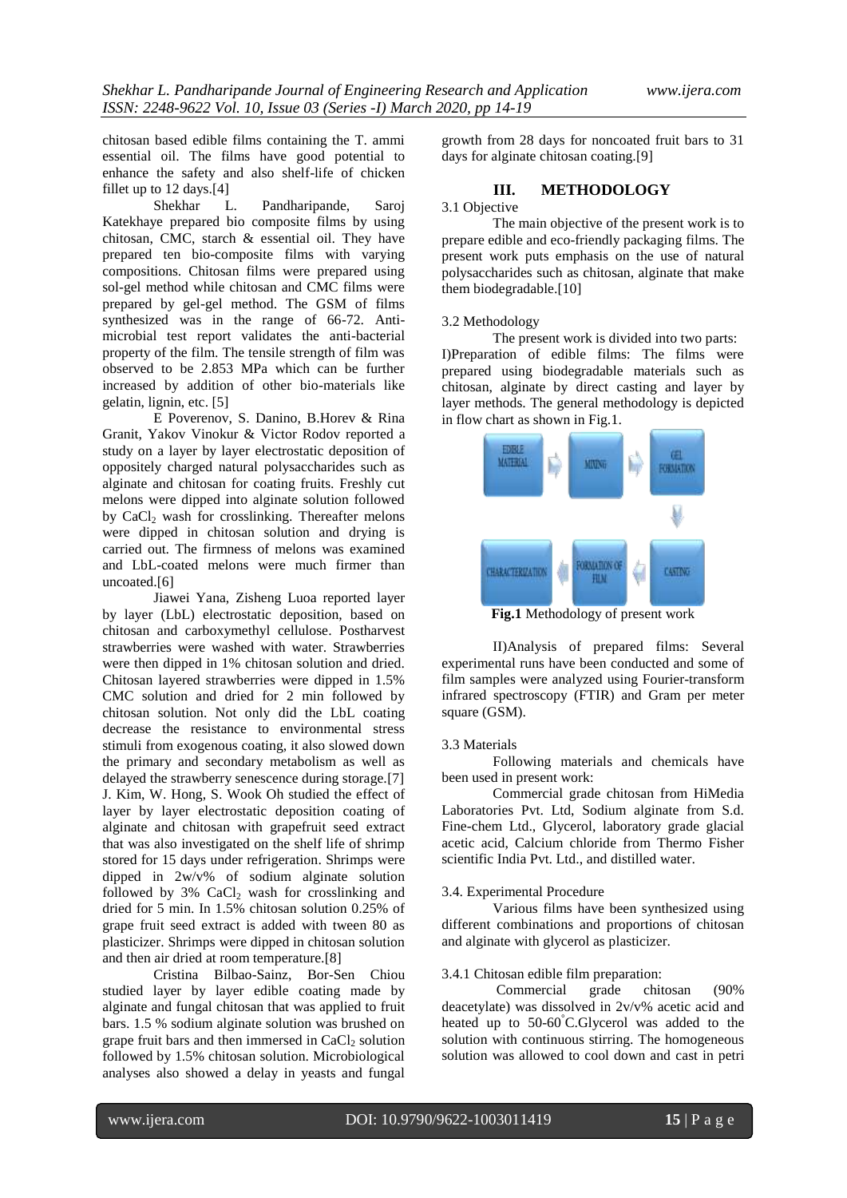chitosan based edible films containing the T. ammi essential oil. The films have good potential to enhance the safety and also shelf-life of chicken fillet up to 12 days.[4]

Shekhar L. Pandharipande, Saroj Katekhaye prepared bio composite films by using chitosan, CMC, starch & essential oil. They have prepared ten bio-composite films with varying compositions. Chitosan films were prepared using sol-gel method while chitosan and CMC films were prepared by gel-gel method. The GSM of films synthesized was in the range of 66-72. Anti-microbial test report validates the anti-bacterial property of the film. The tensile strength of film was observed to be 2.853 MPa which can be further increased by addition of other bio-materials like gelatin, lignin, etc. [5]

E Poverenov, S. Danino, B.Horev & Rina Granit, Yakov Vinokur & Victor Rodov reported a study on a layer by layer electrostatic deposition of oppositely charged natural polysaccharides such as alginate and chitosan for coating fruits. Freshly cut melons were dipped into alginate solution followed by $CaCl_2$ wash for crosslinking. Thereafter melons were dipped in chitosan solution and drying is carried out. The firmness of melons was examined and LbL-coated melons were much firmer than uncoated.[6]

Jiawei Yana, Zisheng Luoa reported layer by layer (LbL) electrostatic deposition, based on chitosan and carboxymethyl cellulose. Postharvest strawberries were washed with water. Strawberries were then dipped in 1% chitosan solution and dried. Chitosan layered strawberries were dipped in 1.5% CMC solution and dried for 2 min followed by chitosan solution. Not only did the LbL coating decrease the resistance to environmental stress stimuli from exogenous coating, it also slowed down the primary and secondary metabolism as well as delayed the strawberry senescence during storage.[7]

J. Kim, W. Hong, S. Wook Oh studied the effect of layer by layer electrostatic deposition coating of alginate and chitosan with grapefruit seed extract that was also investigated on the shelf life of shrimp stored for 15 days under refrigeration. Shrimps were dipped in 2w/v% of sodium alginate solution followed by 3% $CaCl_2$ wash for crosslinking and dried for 5 min. In 1.5% chitosan solution 0.25% of grape fruit seed extract is added with tween 80 as plasticizer. Shrimps were dipped in chitosan solution and then air dried at room temperature.[8]

Cristina Bilbao-Sainz, Bor-Sen Chiou studied layer by layer edible coating made by alginate and fungal chitosan that was applied to fruit bars. 1.5 % sodium alginate solution was brushed on grape fruit bars and then immersed in $CaCl_2$ solution followed by 1.5% chitosan solution. Microbiological analyses also showed a delay in yeasts and fungal growth from 28 days for noncoated fruit bars to 31 days for alginate chitosan coating.[9]

## III. METHODOLOGY

### 3.1 Objective

The main objective of the present work is to prepare edible and eco-friendly packaging films. The present work puts emphasis on the use of natural polysaccharides such as chitosan, alginate that make them biodegradable.[10]

### 3.2 Methodology

The present work is divided into two parts:

I)Preparation of edible films: The films were prepared using biodegradable materials such as chitosan, alginate by direct casting and layer by layer methods. The general methodology is depicted in flow chart as shown in Fig.1.

EDIBLE MATERIAL → MIXING → GEL FORMATION → CASTING → FORMATION OF FILM → CHARACTERIZATION

**Fig.1** Methodology of present work

II)Analysis of prepared films: Several experimental runs have been conducted and some of film samples were analyzed using Fourier-transform infrared spectroscopy (FTIR) and Gram per meter square (GSM).

### 3.3 Materials

Following materials and chemicals have been used in present work:

Commercial grade chitosan from HiMedia Laboratories Pvt. Ltd, Sodium alginate from S.d. Fine-chem Ltd., Glycerol, laboratory grade glacial acetic acid, Calcium chloride from Thermo Fisher scientific India Pvt. Ltd., and distilled water.

### 3.4. Experimental Procedure

Various films have been synthesized using different combinations and proportions of chitosan and alginate with glycerol as plasticizer.

#### 3.4.1 Chitosan edible film preparation:

Commercial grade chitosan (90% deacetylate) was dissolved in 2v/v% acetic acid and heated up to 50-60°C.Glycerol was added to the solution with continuous stirring. The homogeneous solution was allowed to cool down and cast in petri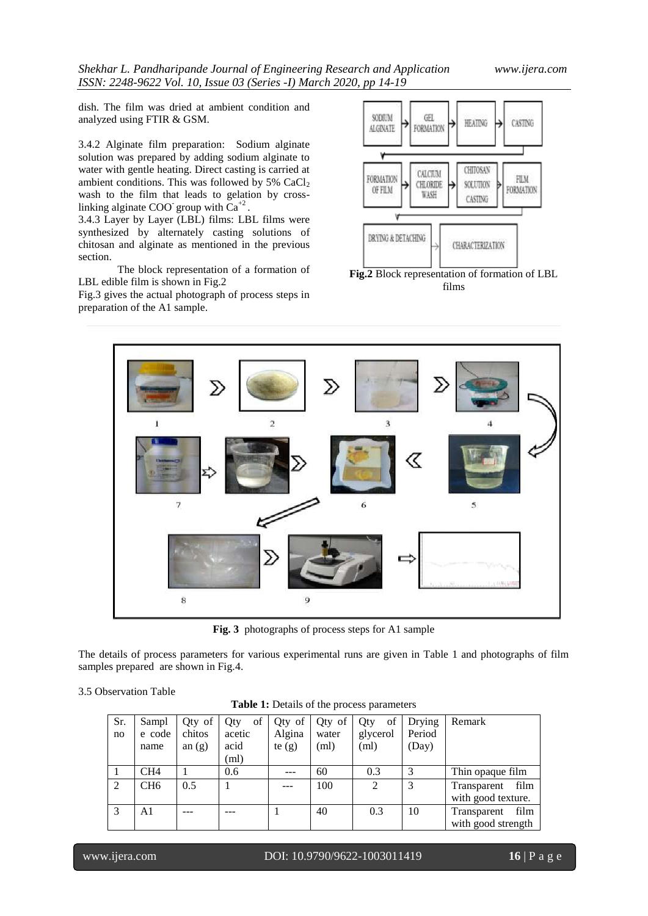dish. The film was dried at ambient condition and analyzed using FTIR & GSM.

3.4.2 Alginate film preparation: Sodium alginate solution was prepared by adding sodium alginate to water with gentle heating. Direct casting is carried at ambient conditions. This was followed by 5% $CaCl_2$ wash to the film that leads to gelation by cross-linking alginate $COO^-$ group with $Ca^{+2}$.

3.4.3 Layer by Layer (LBL) films: LBL films were synthesized by alternately casting solutions of chitosan and alginate as mentioned in the previous section.

The block representation of a formation of LBL edible film is shown in Fig.2

Fig.3 gives the actual photograph of process steps in preparation of the A1 sample.

**Fig.2** Block representation of formation of LBL films

**Fig. 3** photographs of process steps for A1 sample

The details of process parameters for various experimental runs are given in Table 1 and photographs of film samples prepared are shown in Fig.4.

3.5 Observation Table

**Table 1:** Details of the process parameters

| Sr. no | Sample code name | Qty of chitosan (g) | Qty of acetic acid (ml) | Qty of Alginate (g) | Qty of water (ml) | Qty of glycerol (ml) | Drying Period (Day) | Remark |
|---|---|---|---|---|---|---|---|---|
| 1 | CH4 | 1 | 0.6 | --- | 60 | 0.3 | 3 | Thin opaque film |
| 2 | CH6 | 0.5 | 1 | --- | 100 | 2 | 3 | Transparent film with good texture. |
| 3 | A1 | --- | --- | 1 | 40 | 0.3 | 10 | Transparent film with good strength |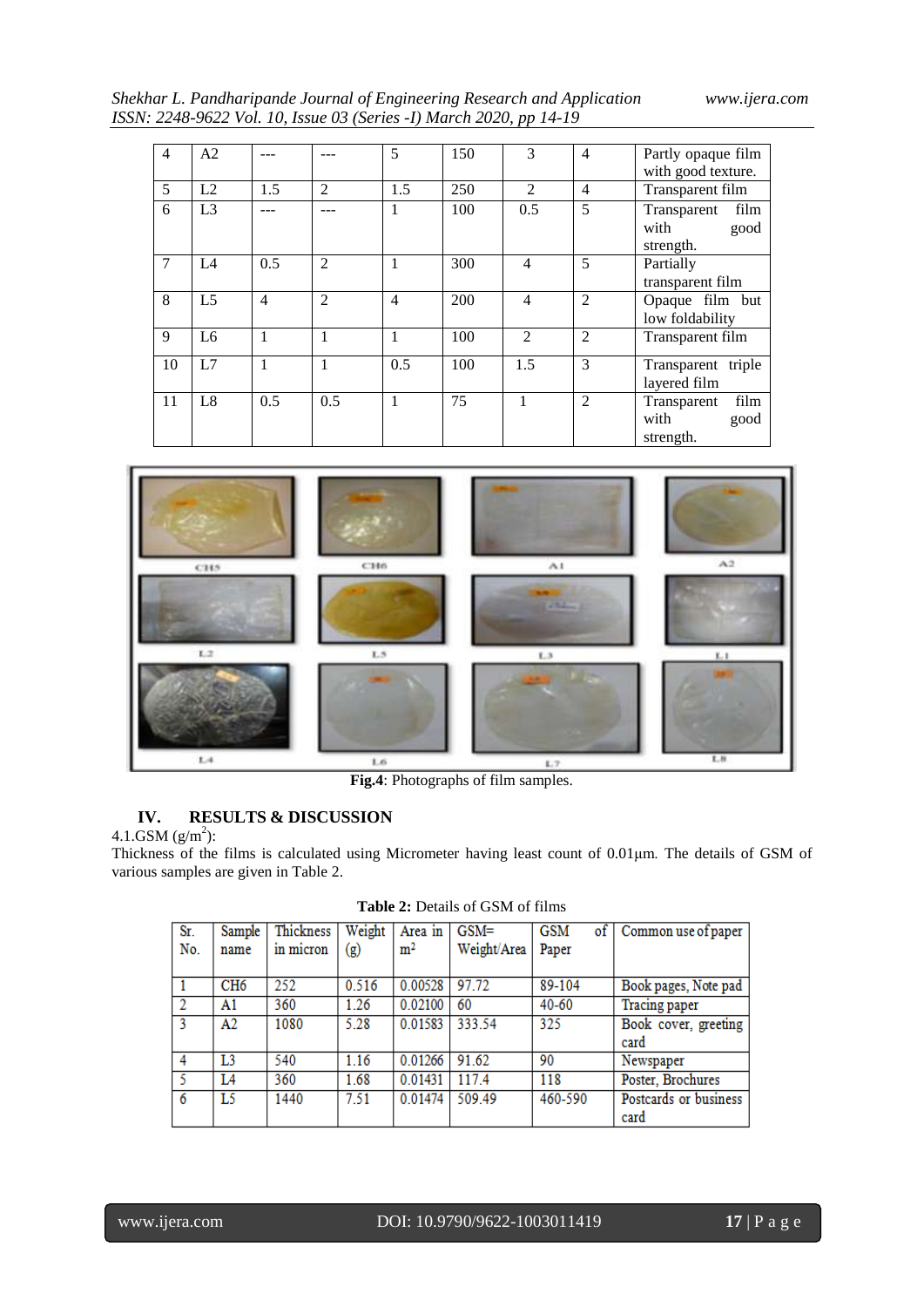| 4 | A2 | --- | --- | 5 | 150 | 3 | 4 | Partly opaque film with good texture. |
|---|---|---|---|---|---|---|---|---|
| 5 | L2 | 1.5 | 2 | 1.5 | 250 | 2 | 4 | Transparent film |
| 6 | L3 | --- | --- | 1 | 100 | 0.5 | 5 | Transparent film with good strength. |
| 7 | L4 | 0.5 | 2 | 1 | 300 | 4 | 5 | Partially transparent film |
| 8 | L5 | 4 | 2 | 4 | 200 | 4 | 2 | Opaque film but low foldability |
| 9 | L6 | 1 | 1 | 1 | 100 | 2 | 2 | Transparent film |
| 10 | L7 | 1 | 1 | 0.5 | 100 | 1.5 | 3 | Transparent triple layered film |
| 11 | L8 | 0.5 | 0.5 | 1 | 75 | 1 | 2 | Transparent film with good strength. |

**Fig.4**: Photographs of film samples.

## IV. RESULTS & DISCUSSION

### 4.1.GSM ($g/m^2$):

Thickness of the films is calculated using Micrometer having least count of 0.01µm. The details of GSM of various samples are given in Table 2.

**Table 2:** Details of GSM of films

| Sr. No. | Sample name | Thickness in micron | Weight (g) | Area in $m^2$ | GSM= Weight/Area | GSM of Paper | Common use of paper |
|---|---|---|---|---|---|---|---|
| 1 | CH6 | 252 | 0.516 | 0.00528 | 97.72 | 89-104 | Book pages, Note pad |
| 2 | A1 | 360 | 1.26 | 0.02100 | 60 | 40-60 | Tracing paper |
| 3 | A2 | 1080 | 5.28 | 0.01583 | 333.54 | 325 | Book cover, greeting card |
| 4 | L3 | 540 | 1.16 | 0.01266 | 91.62 | 90 | Newspaper |
| 5 | L4 | 360 | 1.68 | 0.01431 | 117.4 | 118 | Poster, Brochures |
| 6 | L5 | 1440 | 7.51 | 0.01474 | 509.49 | 460-590 | Postcards or business card |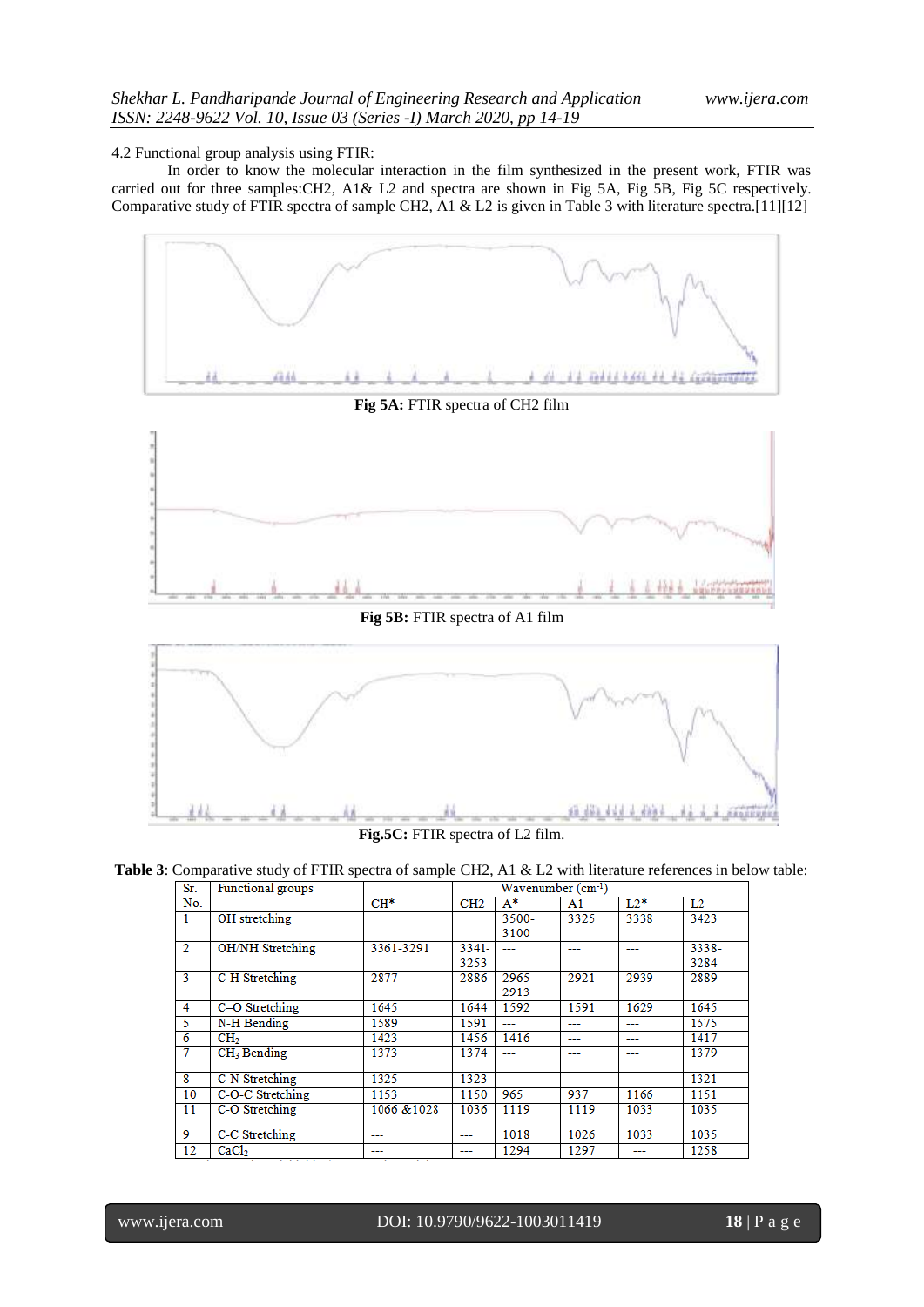4.2 Functional group analysis using FTIR:

In order to know the molecular interaction in the film synthesized in the present work, FTIR was carried out for three samples:CH2, A1& L2 and spectra are shown in Fig 5A, Fig 5B, Fig 5C respectively. Comparative study of FTIR spectra of sample CH2, A1 & L2 is given in Table 3 with literature spectra.[11][12]

**Fig 5A:** FTIR spectra of CH2 film

**Fig 5B:** FTIR spectra of A1 film

**Fig.5C:** FTIR spectra of L2 film.

**Table 3**: Comparative study of FTIR spectra of sample CH2, A1 & L2 with literature references in below table:

| Sr. No. | Functional groups | Wavenumber ($cm^{-1}$) | | | | | |
|---|---|---|---|---|---|---|---|
| | | CH* | CH2 | A* | A1 | L2* | L2 |
| 1 | OH stretching | | | 3500-3100 | 3325 | 3338 | 3423 |
| 2 | OH/NH Stretching | 3361-3291 | 3341-3253 | --- | --- | --- | 3338-3284 |
| 3 | C-H Stretching | 2877 | 2886 | 2965-2913 | 2921 | 2939 | 2889 |
| 4 | C=O Stretching | 1645 | 1644 | 1592 | 1591 | 1629 | 1645 |
| 5 | N-H Bending | 1589 | 1591 | --- | --- | --- | 1575 |
| 6 | $CH_2$ | 1423 | 1456 | 1416 | --- | --- | 1417 |
| 7 | $CH_3$ Bending | 1373 | 1374 | --- | --- | --- | 1379 |
| 8 | C-N Stretching | 1325 | 1323 | --- | --- | --- | 1321 |
| 10 | C-O-C Stretching | 1153 | 1150 | 965 | 937 | 1166 | 1151 |
| 11 | C-O Stretching | 1066 &1028 | 1036 | 1119 | 1119 | 1033 | 1035 |
| 9 | C-C Stretching | --- | --- | 1018 | 1026 | 1033 | 1035 |
| 12 | $CaCl_2$ | --- | --- | 1294 | 1297 | --- | 1258 |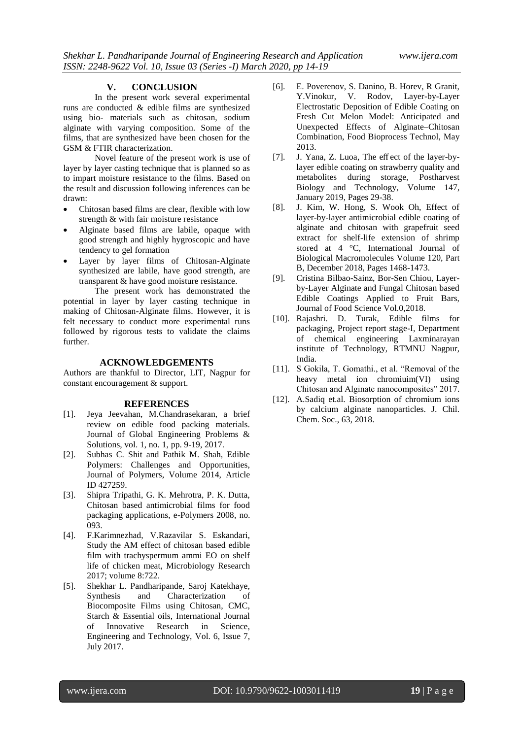## V. CONCLUSION

In the present work several experimental runs are conducted & edible films are synthesized using bio- materials such as chitosan, sodium alginate with varying composition. Some of the films, that are synthesized have been chosen for the GSM & FTIR characterization.

Novel feature of the present work is use of layer by layer casting technique that is planned so as to impart moisture resistance to the films. Based on the result and discussion following inferences can be drawn:

- Chitosan based films are clear, flexible with low strength & with fair moisture resistance
- Alginate based films are labile, opaque with good strength and highly hygroscopic and have tendency to gel formation
- Layer by layer films of Chitosan-Alginate synthesized are labile, have good strength, are transparent & have good moisture resistance.

The present work has demonstrated the potential in layer by layer casting technique in making of Chitosan-Alginate films. However, it is felt necessary to conduct more experimental runs followed by rigorous tests to validate the claims further.

## ACKNOWLEDGEMENTS

Authors are thankful to Director, LIT, Nagpur for constant encouragement & support.

## REFERENCES

[1]. Jeya Jeevahan, M.Chandrasekaran, a brief review on edible food packing materials. Journal of Global Engineering Problems & Solutions, vol. 1, no. 1, pp. 9-19, 2017.

[2]. Subhas C. Shit and Pathik M. Shah, Edible Polymers: Challenges and Opportunities, Journal of Polymers, Volume 2014, Article ID 427259.

[3]. Shipra Tripathi, G. K. Mehrotra, P. K. Dutta, Chitosan based antimicrobial films for food packaging applications, e-Polymers 2008, no. 093.

[4]. F.Karimnezhad, V.Razavilar S. Eskandari, Study the AM effect of chitosan based edible film with trachyspermum ammi EO on shelf life of chicken meat, Microbiology Research 2017; volume 8:722.

[5]. Shekhar L. Pandharipande, Saroj Katekhaye, Synthesis and Characterization of Biocomposite Films using Chitosan, CMC, Starch & Essential oils, International Journal of Innovative Research in Science, Engineering and Technology, Vol. 6, Issue 7, July 2017.

[6]. E. Poverenov, S. Danino, B. Horev, R Granit, Y.Vinokur, V. Rodov, Layer-by-Layer Electrostatic Deposition of Edible Coating on Fresh Cut Melon Model: Anticipated and Unexpected Effects of Alginate–Chitosan Combination, Food Bioprocess Technol, May 2013.

[7]. J. Yana, Z. Luoa, The eff ect of the layer-by-layer edible coating on strawberry quality and metabolites during storage, Postharvest Biology and Technology, Volume 147, January 2019, Pages 29-38.

[8]. J. Kim, W. Hong, S. Wook Oh, Effect of layer-by-layer antimicrobial edible coating of alginate and chitosan with grapefruit seed extract for shelf-life extension of shrimp stored at 4 °C, International Journal of Biological Macromolecules Volume 120, Part B, December 2018, Pages 1468-1473.

[9]. Cristina Bilbao-Sainz, Bor-Sen Chiou, Layer-by-Layer Alginate and Fungal Chitosan based Edible Coatings Applied to Fruit Bars, Journal of Food Science Vol.0,2018.

[10]. Rajashri. D. Turak, Edible films for packaging, Project report stage-I, Department of chemical engineering Laxminarayan institute of Technology, RTMNU Nagpur, India.

[11]. S Gokila, T. Gomathi., et al. "Removal of the heavy metal ion chromiuim(VI) using Chitosan and Alginate nanocomposites" 2017.

[12]. A.Sadiq et.al. Biosorption of chromium ions by calcium alginate nanoparticles. J. Chil. Chem. Soc., 63, 2018.